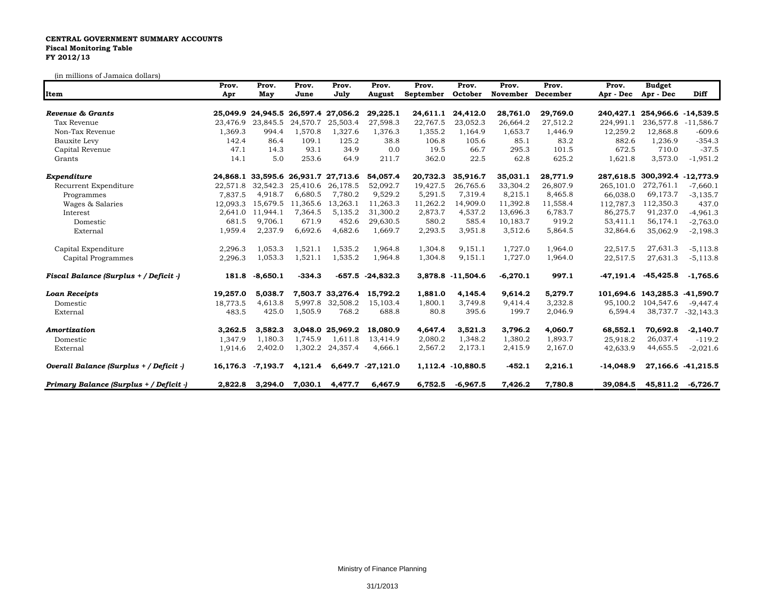**CENTRAL GOVERNMENT SUMMARY ACCOUNTS**
**Fiscal Monitoring Table**
**FY 2012/13**

(in millions of Jamaica dollars)

| Item | Prov. Apr | Prov. May | Prov. June | Prov. July | Prov. August | Prov. September | Prov. October | Prov. November | Prov. December | Prov. Apr - Dec | Budget Apr - Dec | Diff |
|---|---|---|---|---|---|---|---|---|---|---|---|---|
| ***Revenue & Grants*** | **25,049.9** | **24,945.5** | **26,597.4** | **27,056.2** | **29,225.1** | **24,611.1** | **24,412.0** | **28,761.0** | **29,769.0** | **240,427.1** | **254,966.6** | **-14,539.5** |
| Tax Revenue | 23,476.9 | 23,845.5 | 24,570.7 | 25,503.4 | 27,598.3 | 22,767.5 | 23,052.3 | 26,664.2 | 27,512.2 | 224,991.1 | 236,577.8 | -11,586.7 |
| Non-Tax Revenue | 1,369.3 | 994.4 | 1,570.8 | 1,327.6 | 1,376.3 | 1,355.2 | 1,164.9 | 1,653.7 | 1,446.9 | 12,259.2 | 12,868.8 | -609.6 |
| Bauxite Levy | 142.4 | 86.4 | 109.1 | 125.2 | 38.8 | 106.8 | 105.6 | 85.1 | 83.2 | 882.6 | 1,236.9 | -354.3 |
| Capital Revenue | 47.1 | 14.3 | 93.1 | 34.9 | 0.0 | 19.5 | 66.7 | 295.3 | 101.5 | 672.5 | 710.0 | -37.5 |
| Grants | 14.1 | 5.0 | 253.6 | 64.9 | 211.7 | 362.0 | 22.5 | 62.8 | 625.2 | 1,621.8 | 3,573.0 | -1,951.2 |
| ***Expenditure*** | **24,868.1** | **33,595.6** | **26,931.7** | **27,713.6** | **54,057.4** | **20,732.3** | **35,916.7** | **35,031.1** | **28,771.9** | **287,618.5** | **300,392.4** | **-12,773.9** |
| Recurrent Expenditure | 22,571.8 | 32,542.3 | 25,410.6 | 26,178.5 | 52,092.7 | 19,427.5 | 26,765.6 | 33,304.2 | 26,807.9 | 265,101.0 | 272,761.1 | -7,660.1 |
| Programmes | 7,837.5 | 4,918.7 | 6,680.5 | 7,780.2 | 9,529.2 | 5,291.5 | 7,319.4 | 8,215.1 | 8,465.8 | 66,038.0 | 69,173.7 | -3,135.7 |
| Wages & Salaries | 12,093.3 | 15,679.5 | 11,365.6 | 13,263.1 | 11,263.3 | 11,262.2 | 14,909.0 | 11,392.8 | 11,558.4 | 112,787.3 | 112,350.3 | 437.0 |
| Interest | 2,641.0 | 11,944.1 | 7,364.5 | 5,135.2 | 31,300.2 | 2,873.7 | 4,537.2 | 13,696.3 | 6,783.7 | 86,275.7 | 91,237.0 | -4,961.3 |
| Domestic | 681.5 | 9,706.1 | 671.9 | 452.6 | 29,630.5 | 580.2 | 585.4 | 10,183.7 | 919.2 | 53,411.1 | 56,174.1 | -2,763.0 |
| External | 1,959.4 | 2,237.9 | 6,692.6 | 4,682.6 | 1,669.7 | 2,293.5 | 3,951.8 | 3,512.6 | 5,864.5 | 32,864.6 | 35,062.9 | -2,198.3 |
| Capital Expenditure | 2,296.3 | 1,053.3 | 1,521.1 | 1,535.2 | 1,964.8 | 1,304.8 | 9,151.1 | 1,727.0 | 1,964.0 | 22,517.5 | 27,631.3 | -5,113.8 |
| Capital Programmes | 2,296.3 | 1,053.3 | 1,521.1 | 1,535.2 | 1,964.8 | 1,304.8 | 9,151.1 | 1,727.0 | 1,964.0 | 22,517.5 | 27,631.3 | -5,113.8 |
| ***Fiscal Balance (Surplus + / Deficit -)*** | **181.8** | **-8,650.1** | **-334.3** | **-657.5** | **-24,832.3** | **3,878.8** | **-11,504.6** | **-6,270.1** | **997.1** | **-47,191.4** | **-45,425.8** | **-1,765.6** |
| ***Loan Receipts*** | **19,257.0** | **5,038.7** | **7,503.7** | **33,276.4** | **15,792.2** | **1,881.0** | **4,145.4** | **9,614.2** | **5,279.7** | **101,694.6** | **143,285.3** | **-41,590.7** |
| Domestic | 18,773.5 | 4,613.8 | 5,997.8 | 32,508.2 | 15,103.4 | 1,800.1 | 3,749.8 | 9,414.4 | 3,232.8 | 95,100.2 | 104,547.6 | -9,447.4 |
| External | 483.5 | 425.0 | 1,505.9 | 768.2 | 688.8 | 80.8 | 395.6 | 199.7 | 2,046.9 | 6,594.4 | 38,737.7 | -32,143.3 |
| ***Amortization*** | **3,262.5** | **3,582.3** | **3,048.0** | **25,969.2** | **18,080.9** | **4,647.4** | **3,521.3** | **3,796.2** | **4,060.7** | **68,552.1** | **70,692.8** | **-2,140.7** |
| Domestic | 1,347.9 | 1,180.3 | 1,745.9 | 1,611.8 | 13,414.9 | 2,080.2 | 1,348.2 | 1,380.2 | 1,893.7 | 25,918.2 | 26,037.4 | -119.2 |
| External | 1,914.6 | 2,402.0 | 1,302.2 | 24,357.4 | 4,666.1 | 2,567.2 | 2,173.1 | 2,415.9 | 2,167.0 | 42,633.9 | 44,655.5 | -2,021.6 |
| ***Overall Balance (Surplus + / Deficit -)*** | **16,176.3** | **-7,193.7** | **4,121.4** | **6,649.7** | **-27,121.0** | **1,112.4** | **-10,880.5** | **-452.1** | **2,216.1** | **-14,048.9** | **27,166.6** | **-41,215.5** |
| ***Primary Balance (Surplus + / Deficit -)*** | **2,822.8** | **3,294.0** | **7,030.1** | **4,477.7** | **6,467.9** | **6,752.5** | **-6,967.5** | **7,426.2** | **7,780.8** | **39,084.5** | **45,811.2** | **-6,726.7** |

Ministry of Finance Planning

31/1/2013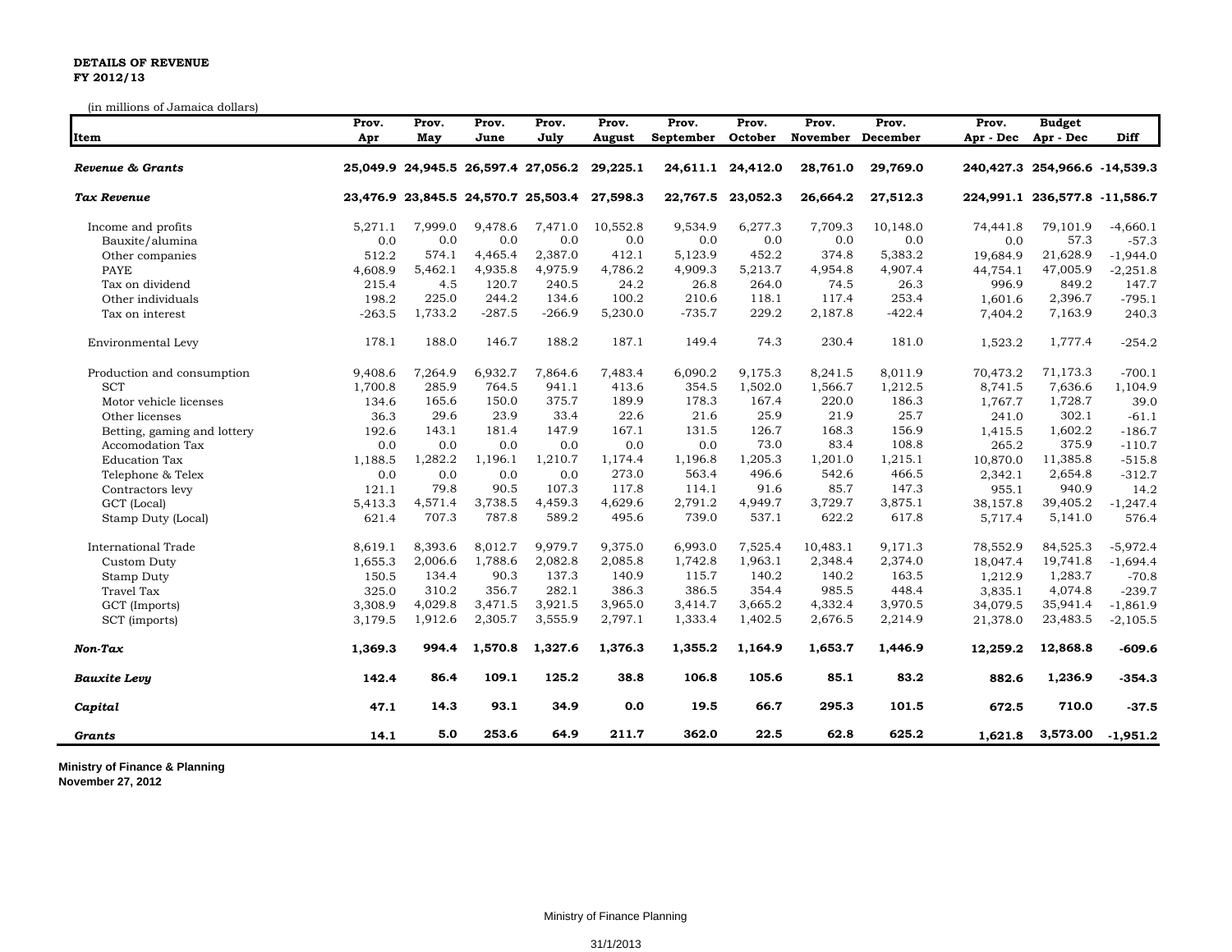**DETAILS OF REVENUE**
**FY 2012/13**

(in millions of Jamaica dollars)

| Item | Prov. Apr | Prov. May | Prov. June | Prov. July | Prov. August | Prov. September | Prov. October | Prov. November | Prov. December | Prov. Apr - Dec | Budget Apr - Dec | Diff |
|---|---|---|---|---|---|---|---|---|---|---|---|---|
| ***Revenue & Grants*** | **25,049.9** | **24,945.5** | **26,597.4** | **27,056.2** | **29,225.1** | **24,611.1** | **24,412.0** | **28,761.0** | **29,769.0** | **240,427.3** | **254,966.6** | **-14,539.3** |
| ***Tax Revenue*** | **23,476.9** | **23,845.5** | **24,570.7** | **25,503.4** | **27,598.3** | **22,767.5** | **23,052.3** | **26,664.2** | **27,512.3** | **224,991.1** | **236,577.8** | **-11,586.7** |
| Income and profits | 5,271.1 | 7,999.0 | 9,478.6 | 7,471.0 | 10,552.8 | 9,534.9 | 6,277.3 | 7,709.3 | 10,148.0 | 74,441.8 | 79,101.9 | -4,660.1 |
| Bauxite/alumina | 0.0 | 0.0 | 0.0 | 0.0 | 0.0 | 0.0 | 0.0 | 0.0 | 0.0 | 0.0 | 57.3 | -57.3 |
| Other companies | 512.2 | 574.1 | 4,465.4 | 2,387.0 | 412.1 | 5,123.9 | 452.2 | 374.8 | 5,383.2 | 19,684.9 | 21,628.9 | -1,944.0 |
| PAYE | 4,608.9 | 5,462.1 | 4,935.8 | 4,975.9 | 4,786.2 | 4,909.3 | 5,213.7 | 4,954.8 | 4,907.4 | 44,754.1 | 47,005.9 | -2,251.8 |
| Tax on dividend | 215.4 | 4.5 | 120.7 | 240.5 | 24.2 | 26.8 | 264.0 | 74.5 | 26.3 | 996.9 | 849.2 | 147.7 |
| Other individuals | 198.2 | 225.0 | 244.2 | 134.6 | 100.2 | 210.6 | 118.1 | 117.4 | 253.4 | 1,601.6 | 2,396.7 | -795.1 |
| Tax on interest | -263.5 | 1,733.2 | -287.5 | -266.9 | 5,230.0 | -735.7 | 229.2 | 2,187.8 | -422.4 | 7,404.2 | 7,163.9 | 240.3 |
| Environmental Levy | 178.1 | 188.0 | 146.7 | 188.2 | 187.1 | 149.4 | 74.3 | 230.4 | 181.0 | 1,523.2 | 1,777.4 | -254.2 |
| Production and consumption | 9,408.6 | 7,264.9 | 6,932.7 | 7,864.6 | 7,483.4 | 6,090.2 | 9,175.3 | 8,241.5 | 8,011.9 | 70,473.2 | 71,173.3 | -700.1 |
| SCT | 1,700.8 | 285.9 | 764.5 | 941.1 | 413.6 | 354.5 | 1,502.0 | 1,566.7 | 1,212.5 | 8,741.5 | 7,636.6 | 1,104.9 |
| Motor vehicle licenses | 134.6 | 165.6 | 150.0 | 375.7 | 189.9 | 178.3 | 167.4 | 220.0 | 186.3 | 1,767.7 | 1,728.7 | 39.0 |
| Other licenses | 36.3 | 29.6 | 23.9 | 33.4 | 22.6 | 21.6 | 25.9 | 21.9 | 25.7 | 241.0 | 302.1 | -61.1 |
| Betting, gaming and lottery | 192.6 | 143.1 | 181.4 | 147.9 | 167.1 | 131.5 | 126.7 | 168.3 | 156.9 | 1,415.5 | 1,602.2 | -186.7 |
| Accomodation Tax | 0.0 | 0.0 | 0.0 | 0.0 | 0.0 | 0.0 | 73.0 | 83.4 | 108.8 | 265.2 | 375.9 | -110.7 |
| Education Tax | 1,188.5 | 1,282.2 | 1,196.1 | 1,210.7 | 1,174.4 | 1,196.8 | 1,205.3 | 1,201.0 | 1,215.1 | 10,870.0 | 11,385.8 | -515.8 |
| Telephone & Telex | 0.0 | 0.0 | 0.0 | 0.0 | 273.0 | 563.4 | 496.6 | 542.6 | 466.5 | 2,342.1 | 2,654.8 | -312.7 |
| Contractors levy | 121.1 | 79.8 | 90.5 | 107.3 | 117.8 | 114.1 | 91.6 | 85.7 | 147.3 | 955.1 | 940.9 | 14.2 |
| GCT (Local) | 5,413.3 | 4,571.4 | 3,738.5 | 4,459.3 | 4,629.6 | 2,791.2 | 4,949.7 | 3,729.7 | 3,875.1 | 38,157.8 | 39,405.2 | -1,247.4 |
| Stamp Duty (Local) | 621.4 | 707.3 | 787.8 | 589.2 | 495.6 | 739.0 | 537.1 | 622.2 | 617.8 | 5,717.4 | 5,141.0 | 576.4 |
| International Trade | 8,619.1 | 8,393.6 | 8,012.7 | 9,979.7 | 9,375.0 | 6,993.0 | 7,525.4 | 10,483.1 | 9,171.3 | 78,552.9 | 84,525.3 | -5,972.4 |
| Custom Duty | 1,655.3 | 2,006.6 | 1,788.6 | 2,082.8 | 2,085.8 | 1,742.8 | 1,963.1 | 2,348.4 | 2,374.0 | 18,047.4 | 19,741.8 | -1,694.4 |
| Stamp Duty | 150.5 | 134.4 | 90.3 | 137.3 | 140.9 | 115.7 | 140.2 | 140.2 | 163.5 | 1,212.9 | 1,283.7 | -70.8 |
| Travel Tax | 325.0 | 310.2 | 356.7 | 282.1 | 386.3 | 386.5 | 354.4 | 985.5 | 448.4 | 3,835.1 | 4,074.8 | -239.7 |
| GCT (Imports) | 3,308.9 | 4,029.8 | 3,471.5 | 3,921.5 | 3,965.0 | 3,414.7 | 3,665.2 | 4,332.4 | 3,970.5 | 34,079.5 | 35,941.4 | -1,861.9 |
| SCT (imports) | 3,179.5 | 1,912.6 | 2,305.7 | 3,555.9 | 2,797.1 | 1,333.4 | 1,402.5 | 2,676.5 | 2,214.9 | 21,378.0 | 23,483.5 | -2,105.5 |
| ***Non-Tax*** | **1,369.3** | **994.4** | **1,570.8** | **1,327.6** | **1,376.3** | **1,355.2** | **1,164.9** | **1,653.7** | **1,446.9** | **12,259.2** | **12,868.8** | **-609.6** |
| ***Bauxite Levy*** | **142.4** | **86.4** | **109.1** | **125.2** | **38.8** | **106.8** | **105.6** | **85.1** | **83.2** | **882.6** | **1,236.9** | **-354.3** |
| ***Capital*** | **47.1** | **14.3** | **93.1** | **34.9** | **0.0** | **19.5** | **66.7** | **295.3** | **101.5** | **672.5** | **710.0** | **-37.5** |
| ***Grants*** | **14.1** | **5.0** | **253.6** | **64.9** | **211.7** | **362.0** | **22.5** | **62.8** | **625.2** | **1,621.8** | **3,573.00** | **-1,951.2** |

**Ministry of Finance & Planning**
**November 27, 2012**

Ministry of Finance Planning

31/1/2013